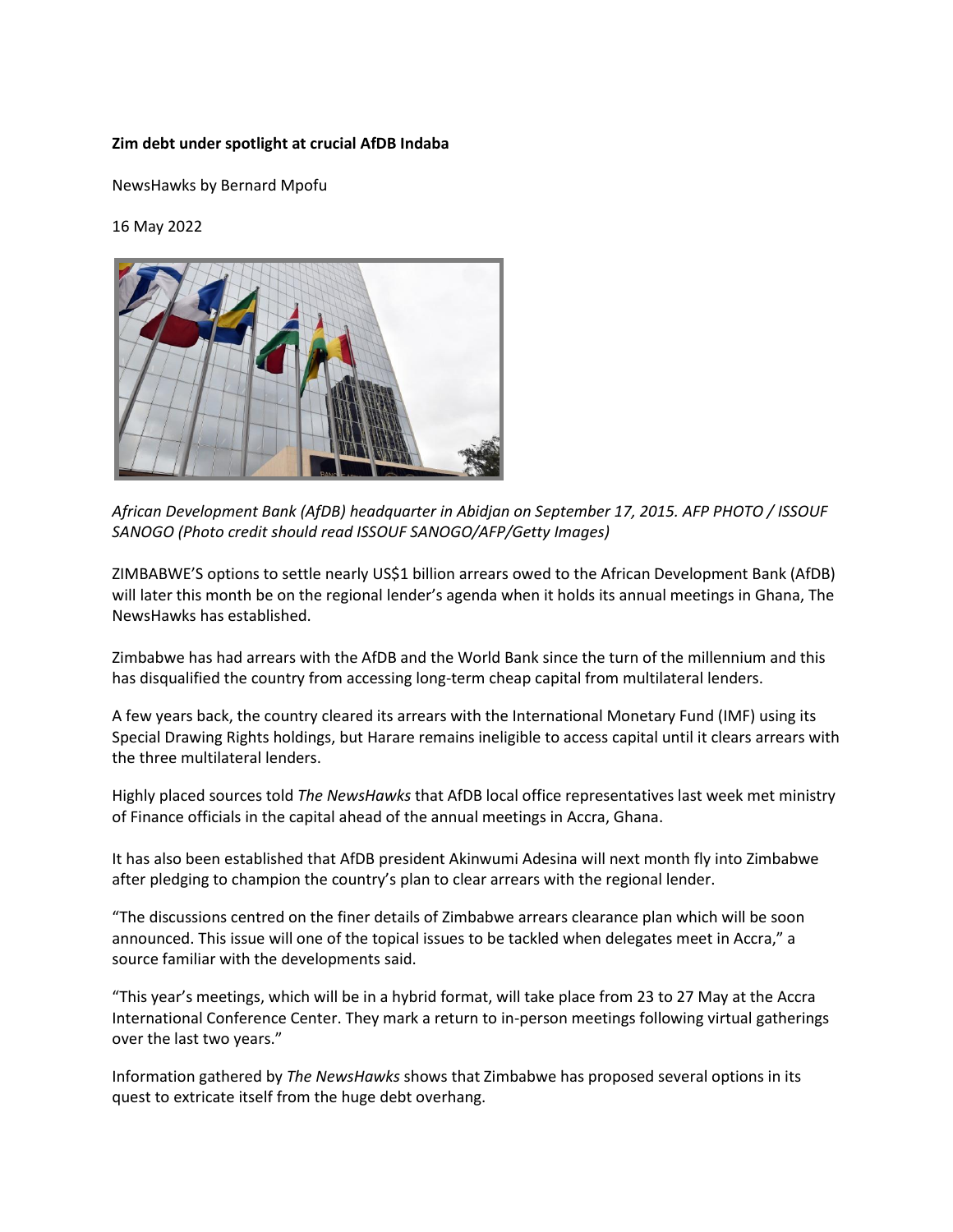**Zim debt under spotlight at crucial AfDB Indaba**

NewsHawks by Bernard Mpofu

16 May 2022

*African Development Bank (AfDB) headquarter in Abidjan on September 17, 2015. AFP PHOTO / ISSOUF SANOGO (Photo credit should read ISSOUF SANOGO/AFP/Getty Images)*

ZIMBABWE'S options to settle nearly US$1 billion arrears owed to the African Development Bank (AfDB) will later this month be on the regional lender's agenda when it holds its annual meetings in Ghana, The NewsHawks has established.

Zimbabwe has had arrears with the AfDB and the World Bank since the turn of the millennium and this has disqualified the country from accessing long-term cheap capital from multilateral lenders.

A few years back, the country cleared its arrears with the International Monetary Fund (IMF) using its Special Drawing Rights holdings, but Harare remains ineligible to access capital until it clears arrears with the three multilateral lenders.

Highly placed sources told *The NewsHawks* that AfDB local office representatives last week met ministry of Finance officials in the capital ahead of the annual meetings in Accra, Ghana.

It has also been established that AfDB president Akinwumi Adesina will next month fly into Zimbabwe after pledging to champion the country's plan to clear arrears with the regional lender.

"The discussions centred on the finer details of Zimbabwe arrears clearance plan which will be soon announced. This issue will one of the topical issues to be tackled when delegates meet in Accra," a source familiar with the developments said.

"This year's meetings, which will be in a hybrid format, will take place from 23 to 27 May at the Accra International Conference Center. They mark a return to in-person meetings following virtual gatherings over the last two years."

Information gathered by *The NewsHawks* shows that Zimbabwe has proposed several options in its quest to extricate itself from the huge debt overhang.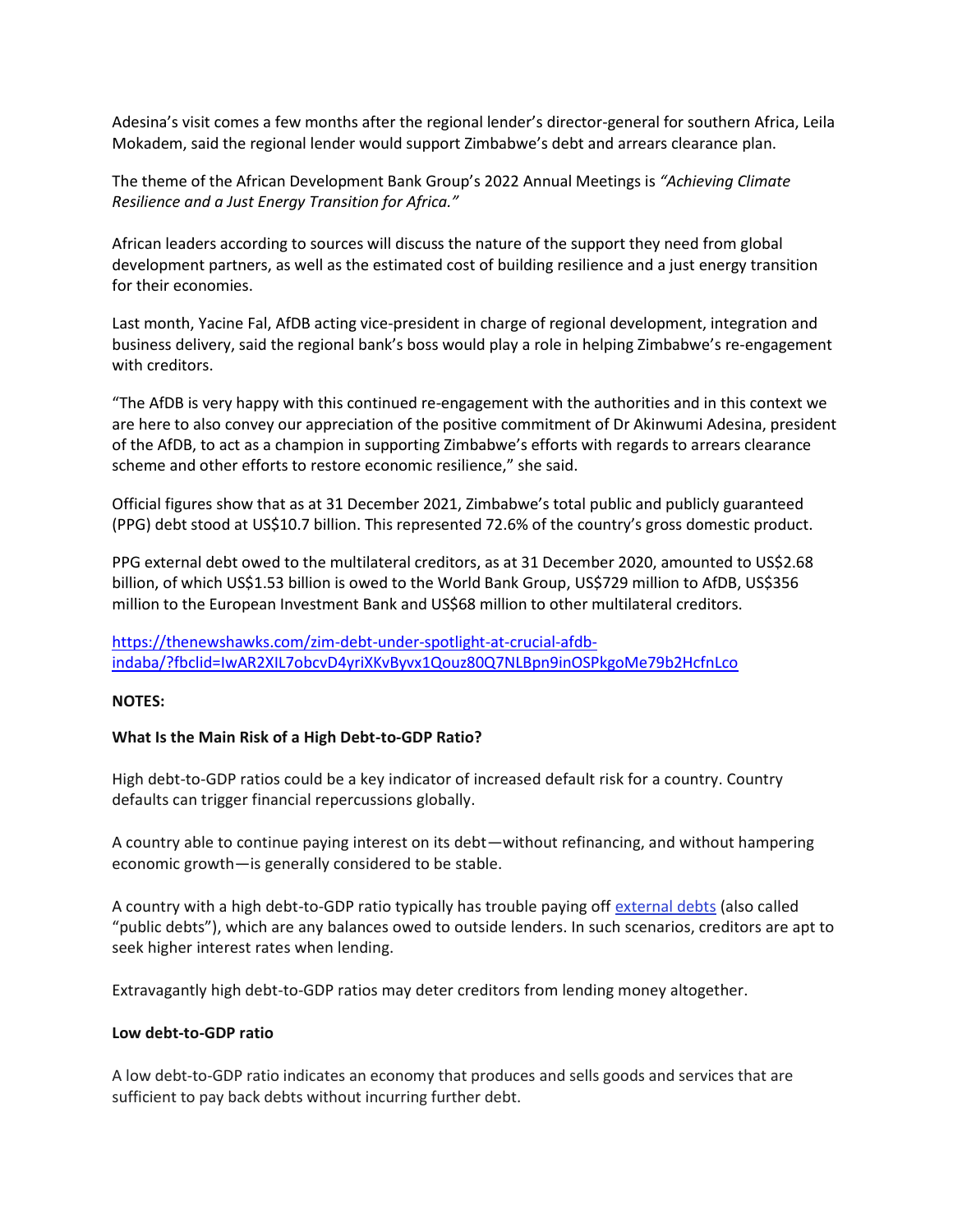Adesina's visit comes a few months after the regional lender's director-general for southern Africa, Leila Mokadem, said the regional lender would support Zimbabwe's debt and arrears clearance plan.

The theme of the African Development Bank Group's 2022 Annual Meetings is *"Achieving Climate Resilience and a Just Energy Transition for Africa."*

African leaders according to sources will discuss the nature of the support they need from global development partners, as well as the estimated cost of building resilience and a just energy transition for their economies.

Last month, Yacine Fal, AfDB acting vice-president in charge of regional development, integration and business delivery, said the regional bank's boss would play a role in helping Zimbabwe's re-engagement with creditors.

"The AfDB is very happy with this continued re-engagement with the authorities and in this context we are here to also convey our appreciation of the positive commitment of Dr Akinwumi Adesina, president of the AfDB, to act as a champion in supporting Zimbabwe's efforts with regards to arrears clearance scheme and other efforts to restore economic resilience," she said.

Official figures show that as at 31 December 2021, Zimbabwe's total public and publicly guaranteed (PPG) debt stood at US$10.7 billion. This represented 72.6% of the country's gross domestic product.

PPG external debt owed to the multilateral creditors, as at 31 December 2020, amounted to US$2.68 billion, of which US$1.53 billion is owed to the World Bank Group, US$729 million to AfDB, US$356 million to the European Investment Bank and US$68 million to other multilateral creditors.

[https://thenewshawks.com/zim-debt-under-spotlight-at-crucial-afdb-indaba/?fbclid=IwAR2XIL7obcvD4yriXKvByvx1Qouz80Q7NLBpn9inOSPkgoMe79b2HcfnLco](https://thenewshawks.com/zim-debt-under-spotlight-at-crucial-afdb-indaba/?fbclid=IwAR2XIL7obcvD4yriXKvByvx1Qouz80Q7NLBpn9inOSPkgoMe79b2HcfnLco)

**NOTES:**

**What Is the Main Risk of a High Debt-to-GDP Ratio?**

High debt-to-GDP ratios could be a key indicator of increased default risk for a country. Country defaults can trigger financial repercussions globally.

A country able to continue paying interest on its debt—without refinancing, and without hampering economic growth—is generally considered to be stable.

A country with a high debt-to-GDP ratio typically has trouble paying off external debts (also called "public debts"), which are any balances owed to outside lenders. In such scenarios, creditors are apt to seek higher interest rates when lending.

Extravagantly high debt-to-GDP ratios may deter creditors from lending money altogether.

**Low debt-to-GDP ratio**

A low debt-to-GDP ratio indicates an economy that produces and sells goods and services that are sufficient to pay back debts without incurring further debt.